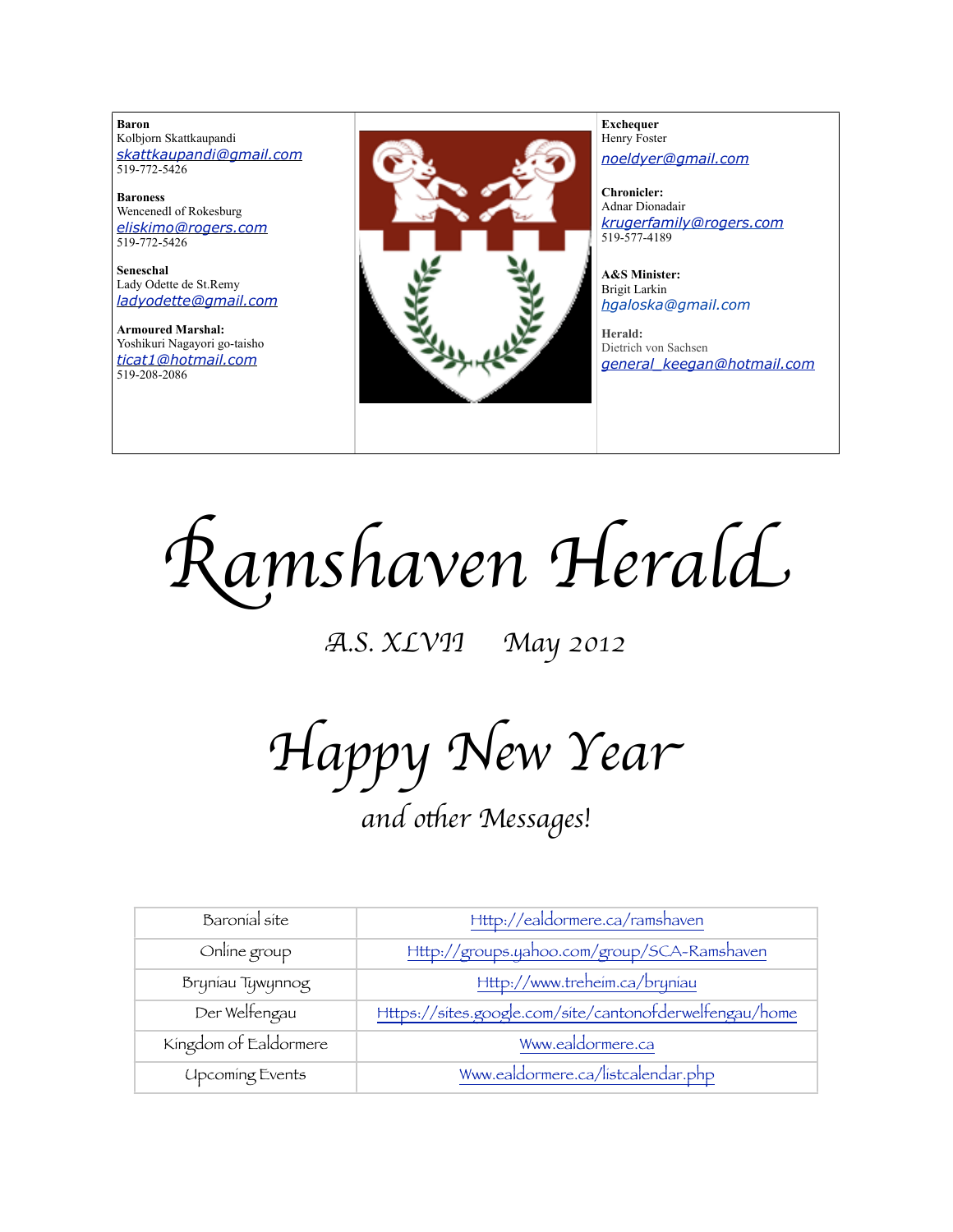**Baron**
Kolbjorn Skattkaupandi
skattkaupandi@gmail.com
519-772-5426

**Baroness**
Wencenedl of Rokesburg
eliskimo@rogers.com
519-772-5426

**Seneschal**
Lady Odette de St.Remy
ladyodette@gmail.com

**Armoured Marshal:**
Yoshikuri Nagayori go-taisho
ticat1@hotmail.com
519-208-2086

**Exchequer**
Henry Foster
noeldyer@gmail.com

**Chronicler:**
Adnar Dionadair
krugerfamily@rogers.com
519-577-4189

**A&S Minister:**
Brigit Larkin
hgaloska@gmail.com

**Herald:**
Dietrich von Sachsen
general_keegan@hotmail.com

# Ramshaven Herald

*A.S. XLVII May 2012*

# Happy New Year

*and other Messages!*

| | |
|---|---|
| Baronial site | Http://ealdormere.ca/ramshaven |
| Online group | Http://groups.yahoo.com/group/SCA-Ramshaven |
| Bryniau Tywynnog | Http://www.treheim.ca/bryniau |
| Der Welfengau | Https://sites.google.com/site/cantonofderwelfengau/home |
| Kingdom of Ealdormere | Www.ealdormere.ca |
| Upcoming Events | Www.ealdormere.ca/listcalendar.php |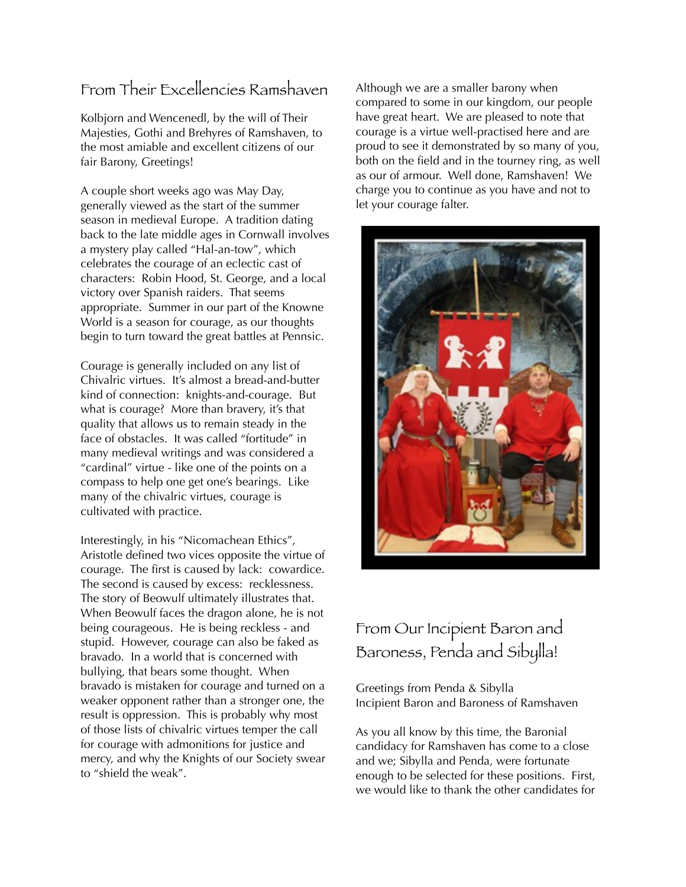## From Their Excellencies Ramshaven

Kolbjorn and Wencenedl, by the will of Their Majesties, Gothi and Brehyres of Ramshaven, to the most amiable and excellent citizens of our fair Barony, Greetings!

A couple short weeks ago was May Day, generally viewed as the start of the summer season in medieval Europe. A tradition dating back to the late middle ages in Cornwall involves a mystery play called "Hal-an-tow", which celebrates the courage of an eclectic cast of characters: Robin Hood, St. George, and a local victory over Spanish raiders. That seems appropriate. Summer in our part of the Knowne World is a season for courage, as our thoughts begin to turn toward the great battles at Pennsic.

Courage is generally included on any list of Chivalric virtues. It's almost a bread-and-butter kind of connection: knights-and-courage. But what is courage? More than bravery, it's that quality that allows us to remain steady in the face of obstacles. It was called "fortitude" in many medieval writings and was considered a "cardinal" virtue - like one of the points on a compass to help one get one's bearings. Like many of the chivalric virtues, courage is cultivated with practice.

Interestingly, in his "Nicomachean Ethics", Aristotle defined two vices opposite the virtue of courage. The first is caused by lack: cowardice. The second is caused by excess: recklessness. The story of Beowulf ultimately illustrates that. When Beowulf faces the dragon alone, he is not being courageous. He is being reckless - and stupid. However, courage can also be faked as bravado. In a world that is concerned with bullying, that bears some thought. When bravado is mistaken for courage and turned on a weaker opponent rather than a stronger one, the result is oppression. This is probably why most of those lists of chivalric virtues temper the call for courage with admonitions for justice and mercy, and why the Knights of our Society swear to "shield the weak".

Although we are a smaller barony when compared to some in our kingdom, our people have great heart. We are pleased to note that courage is a virtue well-practised here and are proud to see it demonstrated by so many of you, both on the field and in the tourney ring, as well as our of armour. Well done, Ramshaven! We charge you to continue as you have and not to let your courage falter.

## From Our Incipient Baron and Baroness, Penda and Sibylla!

Greetings from Penda & Sibylla
Incipient Baron and Baroness of Ramshaven

As you all know by this time, the Baronial candidacy for Ramshaven has come to a close and we; Sibylla and Penda, were fortunate enough to be selected for these positions. First, we would like to thank the other candidates for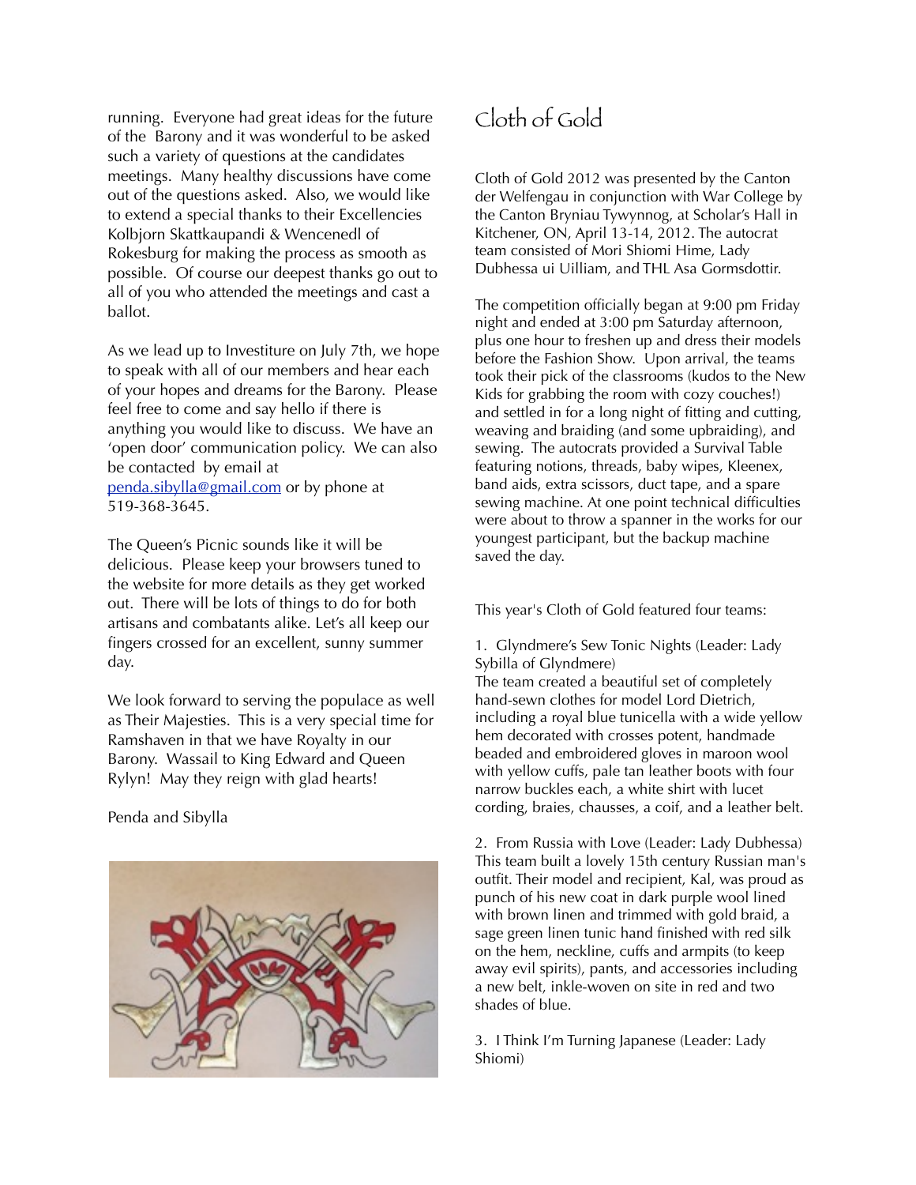running. Everyone had great ideas for the future of the Barony and it was wonderful to be asked such a variety of questions at the candidates meetings. Many healthy discussions have come out of the questions asked. Also, we would like to extend a special thanks to their Excellencies Kolbjorn Skattkaupandi & Wencenedl of Rokesburg for making the process as smooth as possible. Of course our deepest thanks go out to all of you who attended the meetings and cast a ballot.

As we lead up to Investiture on July 7th, we hope to speak with all of our members and hear each of your hopes and dreams for the Barony. Please feel free to come and say hello if there is anything you would like to discuss. We have an 'open door' communication policy. We can also be contacted by email at penda.sibylla@gmail.com or by phone at 519-368-3645.

The Queen's Picnic sounds like it will be delicious. Please keep your browsers tuned to the website for more details as they get worked out. There will be lots of things to do for both artisans and combatants alike. Let's all keep our fingers crossed for an excellent, sunny summer day.

We look forward to serving the populace as well as Their Majesties. This is a very special time for Ramshaven in that we have Royalty in our Barony. Wassail to King Edward and Queen Rylyn! May they reign with glad hearts!

Penda and Sibylla

# Cloth of Gold

Cloth of Gold 2012 was presented by the Canton der Welfengau in conjunction with War College by the Canton Bryniau Tywynnog, at Scholar's Hall in Kitchener, ON, April 13-14, 2012. The autocrat team consisted of Mori Shiomi Hime, Lady Dubhessa ui Uilliam, and THL Asa Gormsdottir.

The competition officially began at 9:00 pm Friday night and ended at 3:00 pm Saturday afternoon, plus one hour to freshen up and dress their models before the Fashion Show. Upon arrival, the teams took their pick of the classrooms (kudos to the New Kids for grabbing the room with cozy couches!) and settled in for a long night of fitting and cutting, weaving and braiding (and some upbraiding), and sewing. The autocrats provided a Survival Table featuring notions, threads, baby wipes, Kleenex, band aids, extra scissors, duct tape, and a spare sewing machine. At one point technical difficulties were about to throw a spanner in the works for our youngest participant, but the backup machine saved the day.

This year's Cloth of Gold featured four teams:

1. Glyndmere's Sew Tonic Nights (Leader: Lady Sybilla of Glyndmere)
The team created a beautiful set of completely hand-sewn clothes for model Lord Dietrich, including a royal blue tunicella with a wide yellow hem decorated with crosses potent, handmade beaded and embroidered gloves in maroon wool with yellow cuffs, pale tan leather boots with four narrow buckles each, a white shirt with lucet cording, braies, chausses, a coif, and a leather belt.

2. From Russia with Love (Leader: Lady Dubhessa)
This team built a lovely 15th century Russian man's outfit. Their model and recipient, Kal, was proud as punch of his new coat in dark purple wool lined with brown linen and trimmed with gold braid, a sage green linen tunic hand finished with red silk on the hem, neckline, cuffs and armpits (to keep away evil spirits), pants, and accessories including a new belt, inkle-woven on site in red and two shades of blue.

3. I Think I'm Turning Japanese (Leader: Lady Shiomi)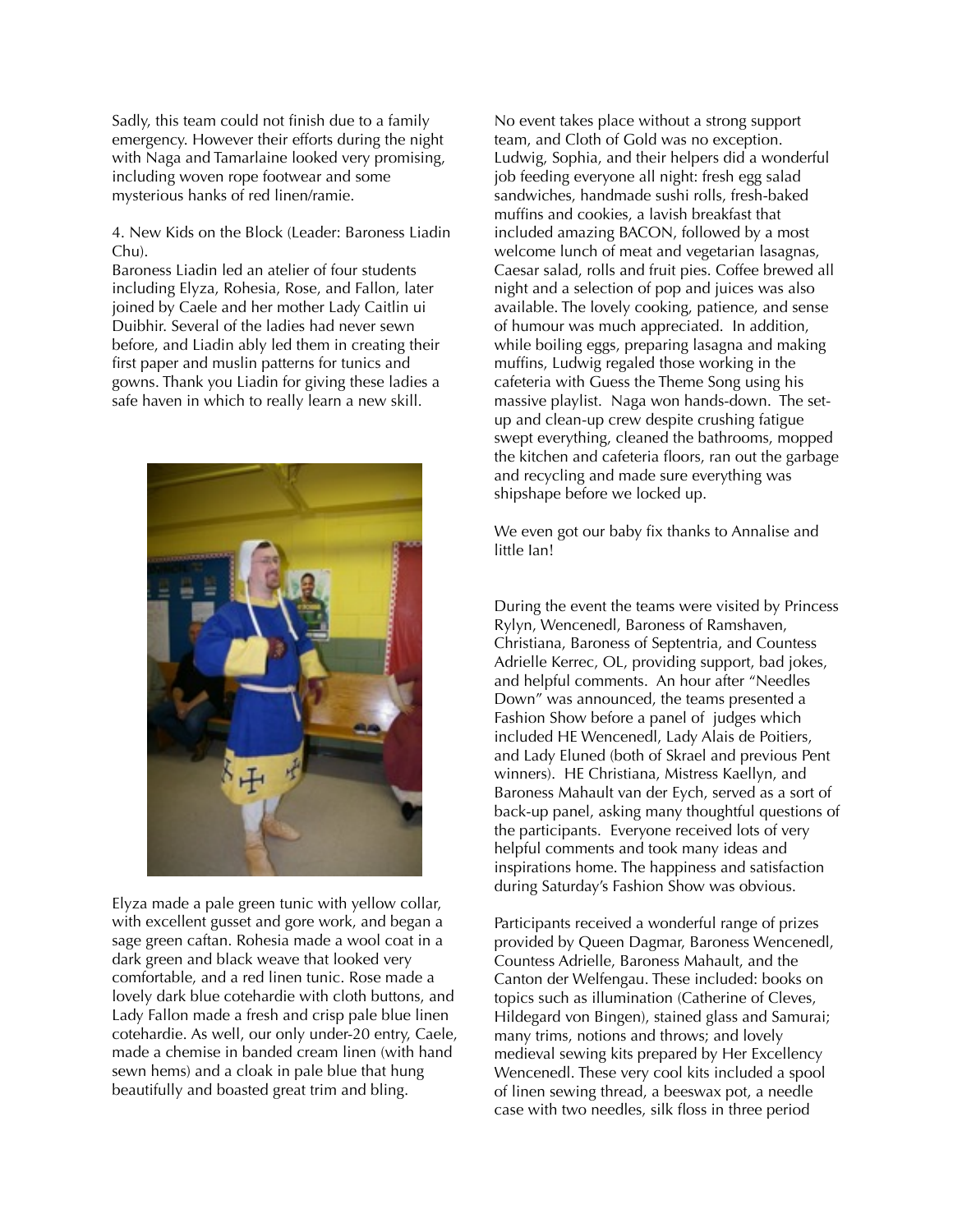Sadly, this team could not finish due to a family emergency. However their efforts during the night with Naga and Tamarlaine looked very promising, including woven rope footwear and some mysterious hanks of red linen/ramie.

4. New Kids on the Block (Leader: Baroness Liadin Chu).

Baroness Liadin led an atelier of four students including Elyza, Rohesia, Rose, and Fallon, later joined by Caele and her mother Lady Caitlin ui Duibhir. Several of the ladies had never sewn before, and Liadin ably led them in creating their first paper and muslin patterns for tunics and gowns. Thank you Liadin for giving these ladies a safe haven in which to really learn a new skill.

Elyza made a pale green tunic with yellow collar, with excellent gusset and gore work, and began a sage green caftan. Rohesia made a wool coat in a dark green and black weave that looked very comfortable, and a red linen tunic. Rose made a lovely dark blue cotehardie with cloth buttons, and Lady Fallon made a fresh and crisp pale blue linen cotehardie. As well, our only under-20 entry, Caele, made a chemise in banded cream linen (with hand sewn hems) and a cloak in pale blue that hung beautifully and boasted great trim and bling.

No event takes place without a strong support team, and Cloth of Gold was no exception. Ludwig, Sophia, and their helpers did a wonderful job feeding everyone all night: fresh egg salad sandwiches, handmade sushi rolls, fresh-baked muffins and cookies, a lavish breakfast that included amazing BACON, followed by a most welcome lunch of meat and vegetarian lasagnas, Caesar salad, rolls and fruit pies. Coffee brewed all night and a selection of pop and juices was also available. The lovely cooking, patience, and sense of humour was much appreciated. In addition, while boiling eggs, preparing lasagna and making muffins, Ludwig regaled those working in the cafeteria with Guess the Theme Song using his massive playlist. Naga won hands-down. The set-up and clean-up crew despite crushing fatigue swept everything, cleaned the bathrooms, mopped the kitchen and cafeteria floors, ran out the garbage and recycling and made sure everything was shipshape before we locked up.

We even got our baby fix thanks to Annalise and little Ian!

During the event the teams were visited by Princess Rylyn, Wencenedl, Baroness of Ramshaven, Christiana, Baroness of Septentria, and Countess Adrielle Kerrec, OL, providing support, bad jokes, and helpful comments. An hour after "Needles Down" was announced, the teams presented a Fashion Show before a panel of judges which included HE Wencenedl, Lady Alais de Poitiers, and Lady Eluned (both of Skrael and previous Pent winners). HE Christiana, Mistress Kaellyn, and Baroness Mahault van der Eych, served as a sort of back-up panel, asking many thoughtful questions of the participants. Everyone received lots of very helpful comments and took many ideas and inspirations home. The happiness and satisfaction during Saturday's Fashion Show was obvious.

Participants received a wonderful range of prizes provided by Queen Dagmar, Baroness Wencenedl, Countess Adrielle, Baroness Mahault, and the Canton der Welfengau. These included: books on topics such as illumination (Catherine of Cleves, Hildegard von Bingen), stained glass and Samurai; many trims, notions and throws; and lovely medieval sewing kits prepared by Her Excellency Wencenedl. These very cool kits included a spool of linen sewing thread, a beeswax pot, a needle case with two needles, silk floss in three period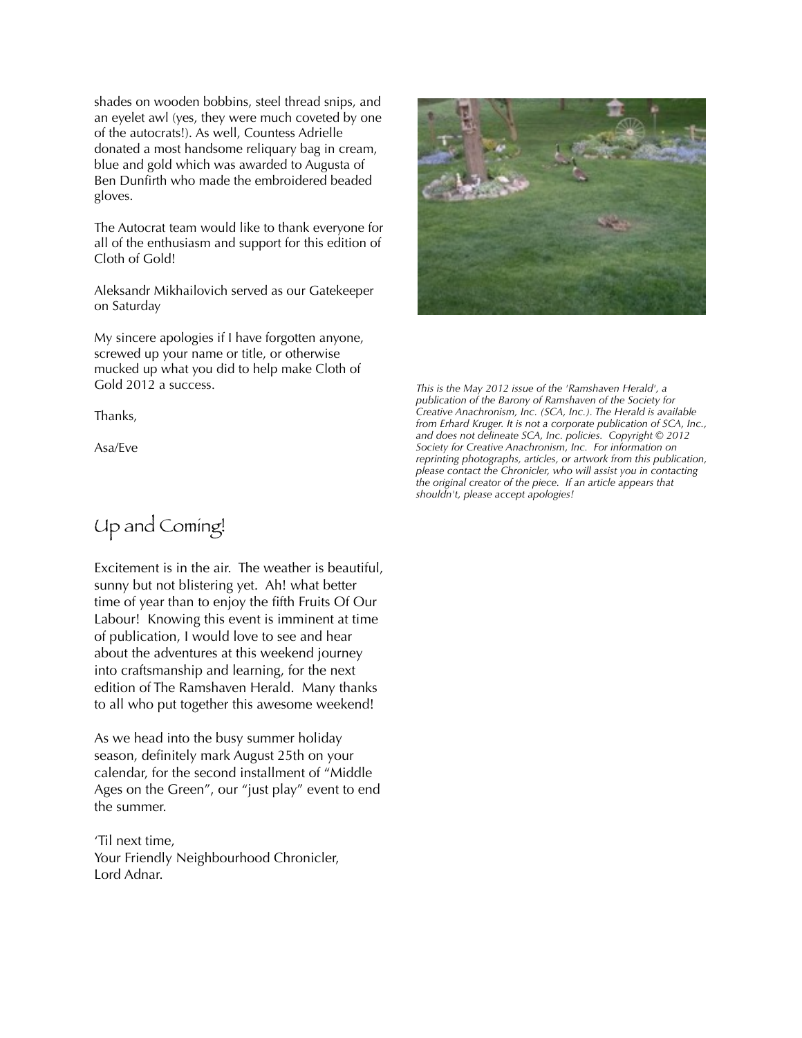shades on wooden bobbins, steel thread snips, and an eyelet awl (yes, they were much coveted by one of the autocrats!). As well, Countess Adrielle donated a most handsome reliquary bag in cream, blue and gold which was awarded to Augusta of Ben Dunfirth who made the embroidered beaded gloves.

The Autocrat team would like to thank everyone for all of the enthusiasm and support for this edition of Cloth of Gold!

Aleksandr Mikhailovich served as our Gatekeeper on Saturday

My sincere apologies if I have forgotten anyone, screwed up your name or title, or otherwise mucked up what you did to help make Cloth of Gold 2012 a success.

Thanks,

Asa/Eve

## Up and Coming!

Excitement is in the air. The weather is beautiful, sunny but not blistering yet. Ah! what better time of year than to enjoy the fifth Fruits Of Our Labour! Knowing this event is imminent at time of publication, I would love to see and hear about the adventures at this weekend journey into craftsmanship and learning, for the next edition of The Ramshaven Herald. Many thanks to all who put together this awesome weekend!

As we head into the busy summer holiday season, definitely mark August 25th on your calendar, for the second installment of "Middle Ages on the Green", our "just play" event to end the summer.

'Til next time,
Your Friendly Neighbourhood Chronicler,
Lord Adnar.

*This is the May 2012 issue of the 'Ramshaven Herald', a publication of the Barony of Ramshaven of the Society for Creative Anachronism, Inc. (SCA, Inc.). The Herald is available from Erhard Kruger. It is not a corporate publication of SCA, Inc., and does not delineate SCA, Inc. policies. Copyright © 2012 Society for Creative Anachronism, Inc. For information on reprinting photographs, articles, or artwork from this publication, please contact the Chronicler, who will assist you in contacting the original creator of the piece. If an article appears that shouldn't, please accept apologies!*